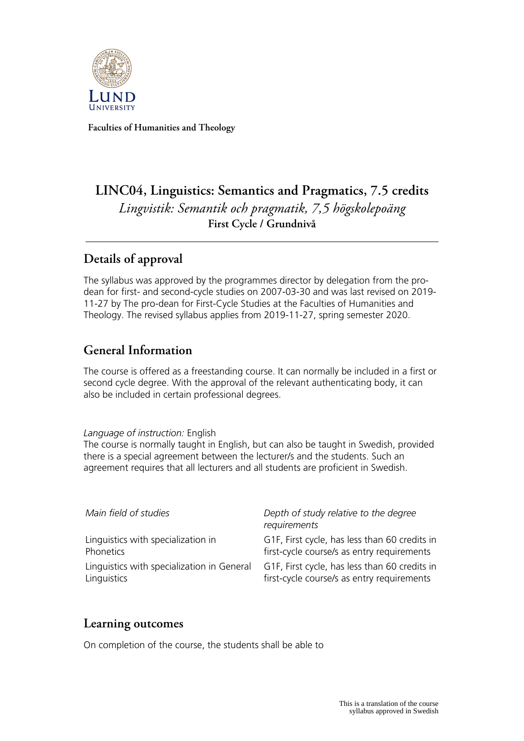**Faculties of Humanities and Theology**

# LINC04, Linguistics: Semantics and Pragmatics, 7.5 credits

*Lingvistik: Semantik och pragmatik, 7,5 högskolepoäng*

**First Cycle / Grundnivå**

## Details of approval

The syllabus was approved by the programmes director by delegation from the pro-dean for first- and second-cycle studies on 2007-03-30 and was last revised on 2019-11-27 by The pro-dean for First-Cycle Studies at the Faculties of Humanities and Theology. The revised syllabus applies from 2019-11-27, spring semester 2020.

## General Information

The course is offered as a freestanding course. It can normally be included in a first or second cycle degree. With the approval of the relevant authenticating body, it can also be included in certain professional degrees.

*Language of instruction:* English

The course is normally taught in English, but can also be taught in Swedish, provided there is a special agreement between the lecturer/s and the students. Such an agreement requires that all lecturers and all students are proficient in Swedish.

| *Main field of studies* | *Depth of study relative to the degree requirements* |
|---|---|
| Linguistics with specialization in Phonetics | G1F, First cycle, has less than 60 credits in first-cycle course/s as entry requirements |
| Linguistics with specialization in General Linguistics | G1F, First cycle, has less than 60 credits in first-cycle course/s as entry requirements |

## Learning outcomes

On completion of the course, the students shall be able to

This is a translation of the course syllabus approved in Swedish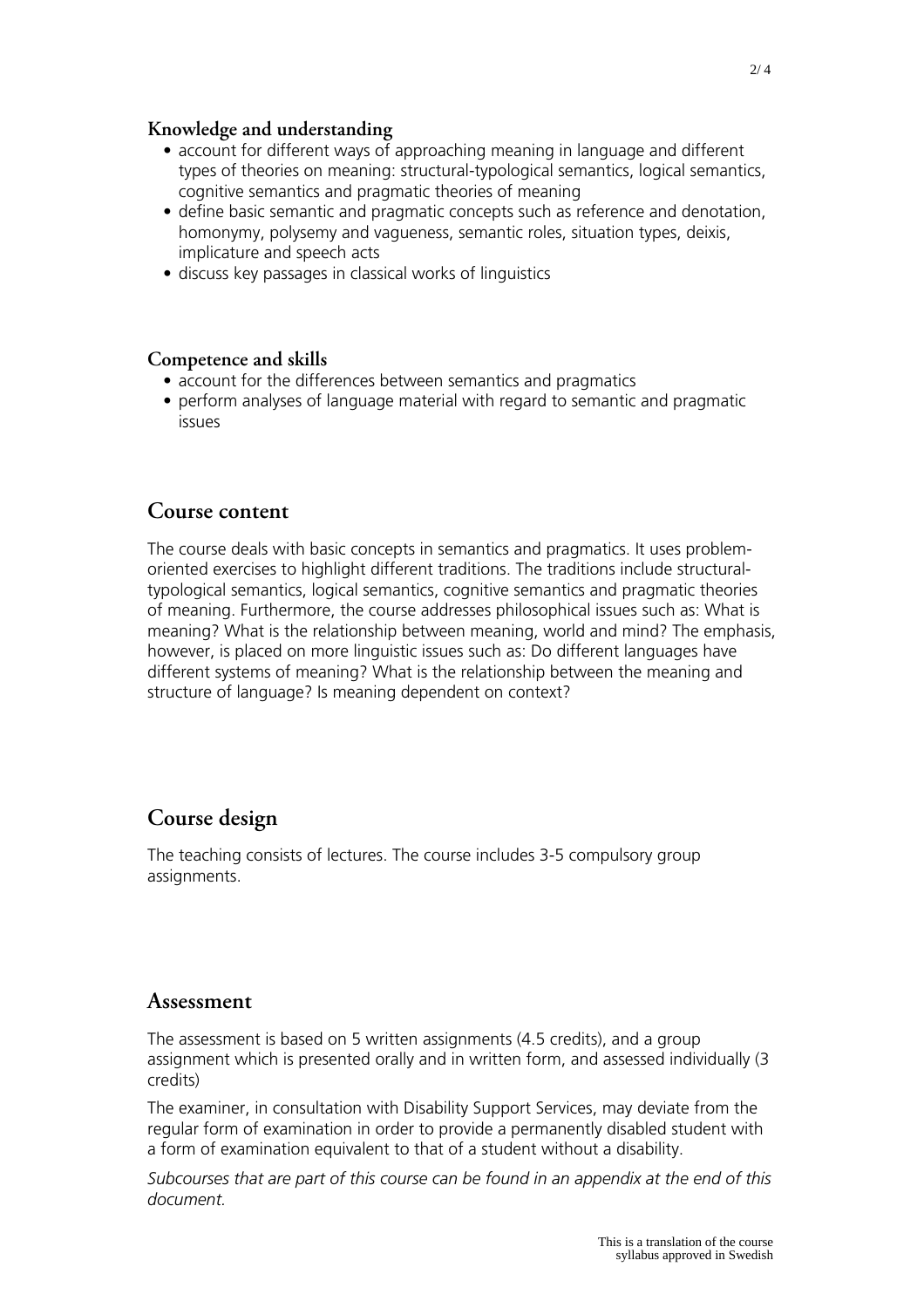### Knowledge and understanding

- account for different ways of approaching meaning in language and different types of theories on meaning: structural-typological semantics, logical semantics, cognitive semantics and pragmatic theories of meaning
- define basic semantic and pragmatic concepts such as reference and denotation, homonymy, polysemy and vagueness, semantic roles, situation types, deixis, implicature and speech acts
- discuss key passages in classical works of linguistics

### Competence and skills

- account for the differences between semantics and pragmatics
- perform analyses of language material with regard to semantic and pragmatic issues

## Course content

The course deals with basic concepts in semantics and pragmatics. It uses problem-oriented exercises to highlight different traditions. The traditions include structural-typological semantics, logical semantics, cognitive semantics and pragmatic theories of meaning. Furthermore, the course addresses philosophical issues such as: What is meaning? What is the relationship between meaning, world and mind? The emphasis, however, is placed on more linguistic issues such as: Do different languages have different systems of meaning? What is the relationship between the meaning and structure of language? Is meaning dependent on context?

## Course design

The teaching consists of lectures. The course includes 3-5 compulsory group assignments.

## Assessment

The assessment is based on 5 written assignments (4.5 credits), and a group assignment which is presented orally and in written form, and assessed individually (3 credits)

The examiner, in consultation with Disability Support Services, may deviate from the regular form of examination in order to provide a permanently disabled student with a form of examination equivalent to that of a student without a disability.

*Subcourses that are part of this course can be found in an appendix at the end of this document.*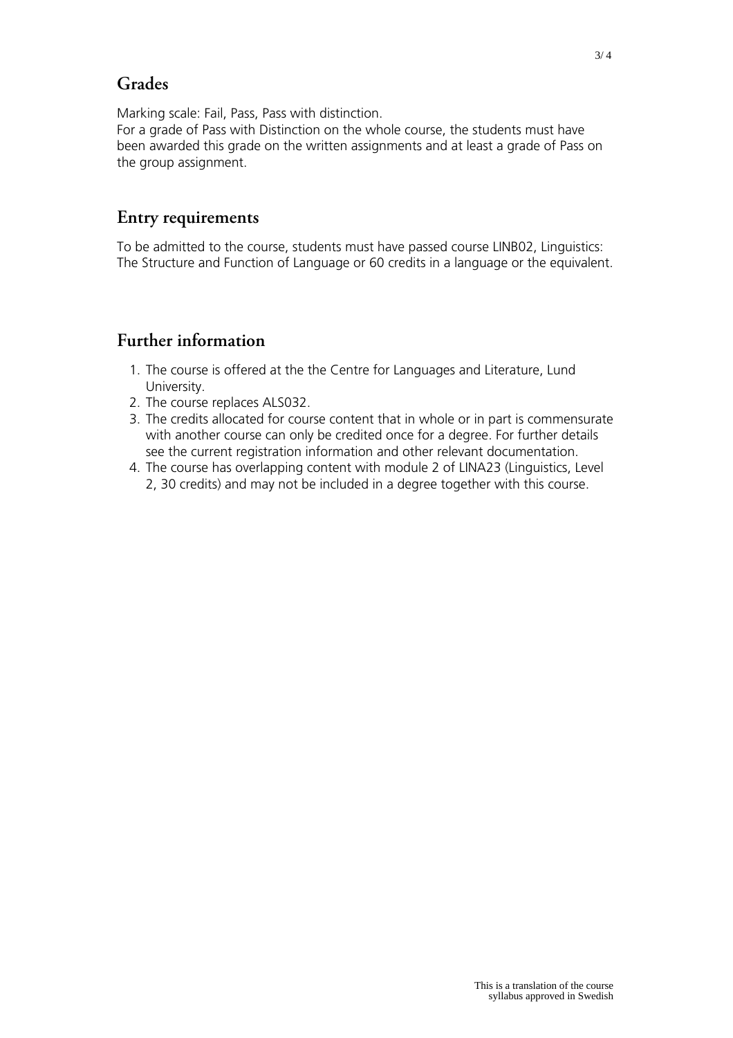## Grades

Marking scale: Fail, Pass, Pass with distinction.
For a grade of Pass with Distinction on the whole course, the students must have been awarded this grade on the written assignments and at least a grade of Pass on the group assignment.

## Entry requirements

To be admitted to the course, students must have passed course LINB02, Linguistics: The Structure and Function of Language or 60 credits in a language or the equivalent.

## Further information

1. The course is offered at the the Centre for Languages and Literature, Lund University.
2. The course replaces ALS032.
3. The credits allocated for course content that in whole or in part is commensurate with another course can only be credited once for a degree. For further details see the current registration information and other relevant documentation.
4. The course has overlapping content with module 2 of LINA23 (Linguistics, Level 2, 30 credits) and may not be included in a degree together with this course.

This is a translation of the course syllabus approved in Swedish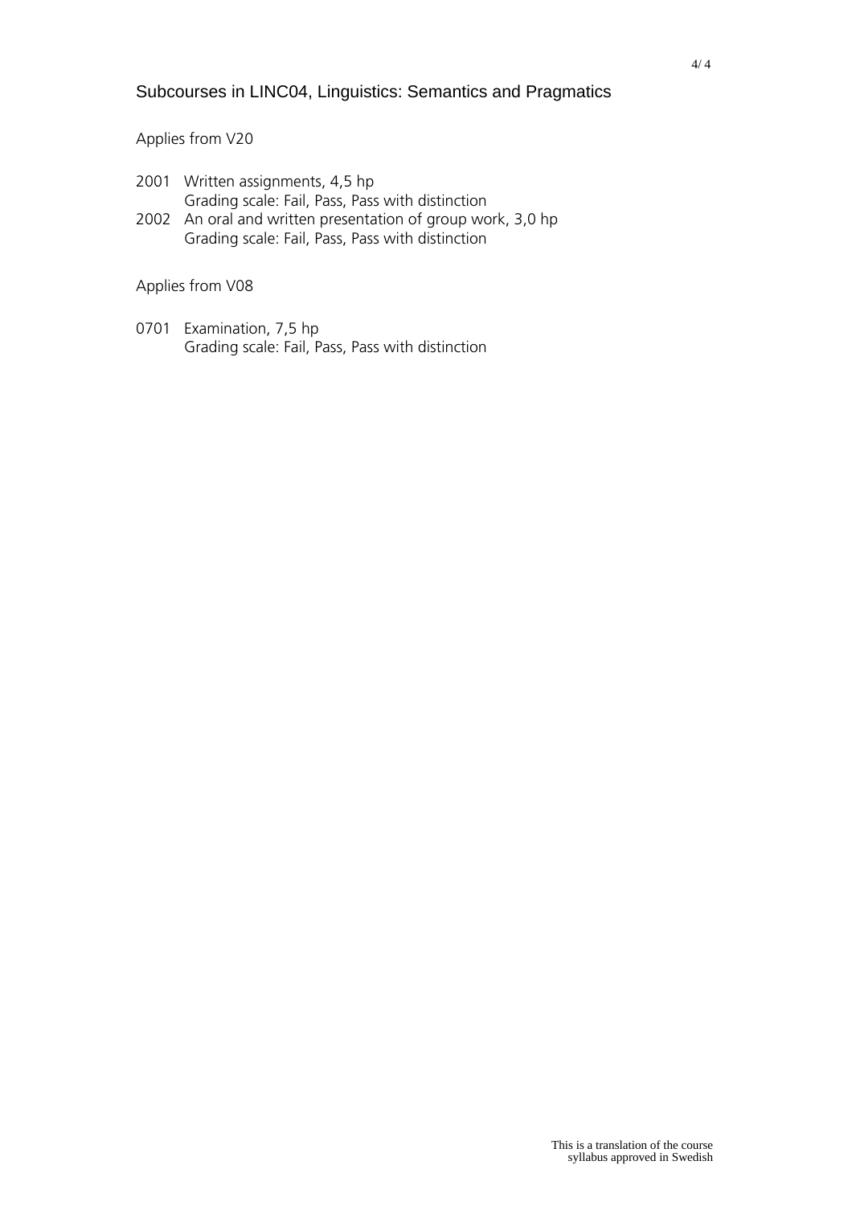## Subcourses in LINC04, Linguistics: Semantics and Pragmatics

Applies from V20

2001 Written assignments, 4,5 hp
Grading scale: Fail, Pass, Pass with distinction

2002 An oral and written presentation of group work, 3,0 hp
Grading scale: Fail, Pass, Pass with distinction

Applies from V08

0701 Examination, 7,5 hp
Grading scale: Fail, Pass, Pass with distinction

This is a translation of the course syllabus approved in Swedish